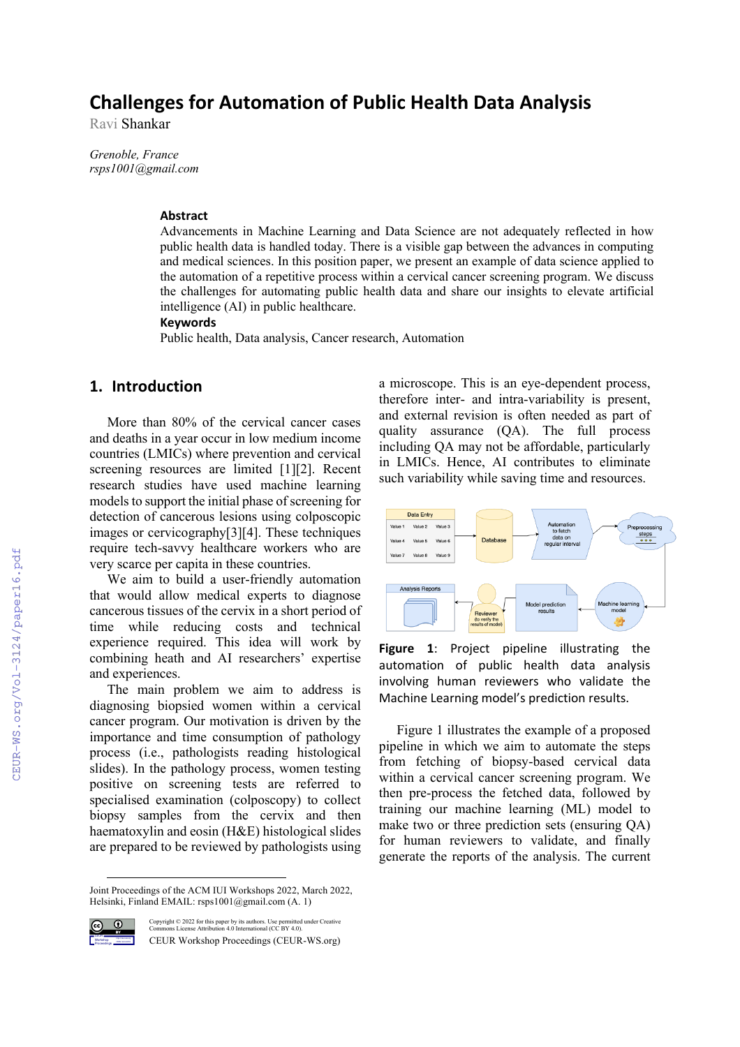# Challenges for Automation of Public Health Data Analysis

Ravi Shankar

*Grenoble, France*
*rsps1001@gmail.com*

### Abstract

Advancements in Machine Learning and Data Science are not adequately reflected in how public health data is handled today. There is a visible gap between the advances in computing and medical sciences. In this position paper, we present an example of data science applied to the automation of a repetitive process within a cervical cancer screening program. We discuss the challenges for automating public health data and share our insights to elevate artificial intelligence (AI) in public healthcare.

### Keywords

Public health, Data analysis, Cancer research, Automation

## 1. Introduction

More than 80% of the cervical cancer cases and deaths in a year occur in low medium income countries (LMICs) where prevention and cervical screening resources are limited [1][2]. Recent research studies have used machine learning models to support the initial phase of screening for detection of cancerous lesions using colposcopic images or cervicography[3][4]. These techniques require tech-savvy healthcare workers who are very scarce per capita in these countries.

We aim to build a user-friendly automation that would allow medical experts to diagnose cancerous tissues of the cervix in a short period of time while reducing costs and technical experience required. This idea will work by combining heath and AI researchers' expertise and experiences.

The main problem we aim to address is diagnosing biopsied women within a cervical cancer program. Our motivation is driven by the importance and time consumption of pathology process (i.e., pathologists reading histological slides). In the pathology process, women testing positive on screening tests are referred to specialised examination (colposcopy) to collect biopsy samples from the cervix and then haematoxylin and eosin (H&E) histological slides are prepared to be reviewed by pathologists using a microscope. This is an eye-dependent process, therefore inter- and intra-variability is present, and external revision is often needed as part of quality assurance (QA). The full process including QA may not be affordable, particularly in LMICs. Hence, AI contributes to eliminate such variability while saving time and resources.

**Figure 1**: Project pipeline illustrating the automation of public health data analysis involving human reviewers who validate the Machine Learning model's prediction results.

Figure 1 illustrates the example of a proposed pipeline in which we aim to automate the steps from fetching of biopsy-based cervical data within a cervical cancer screening program. We then pre-process the fetched data, followed by training our machine learning (ML) model to make two or three prediction sets (ensuring QA) for human reviewers to validate, and finally generate the reports of the analysis. The current

Joint Proceedings of the ACM IUI Workshops 2022, March 2022, Helsinki, Finland EMAIL: rsps1001@gmail.com (A. 1)

Copyright © 2022 for this paper by its authors. Use permitted under Creative Commons License Attribution 4.0 International (CC BY 4.0).
CEUR Workshop Proceedings (CEUR-WS.org)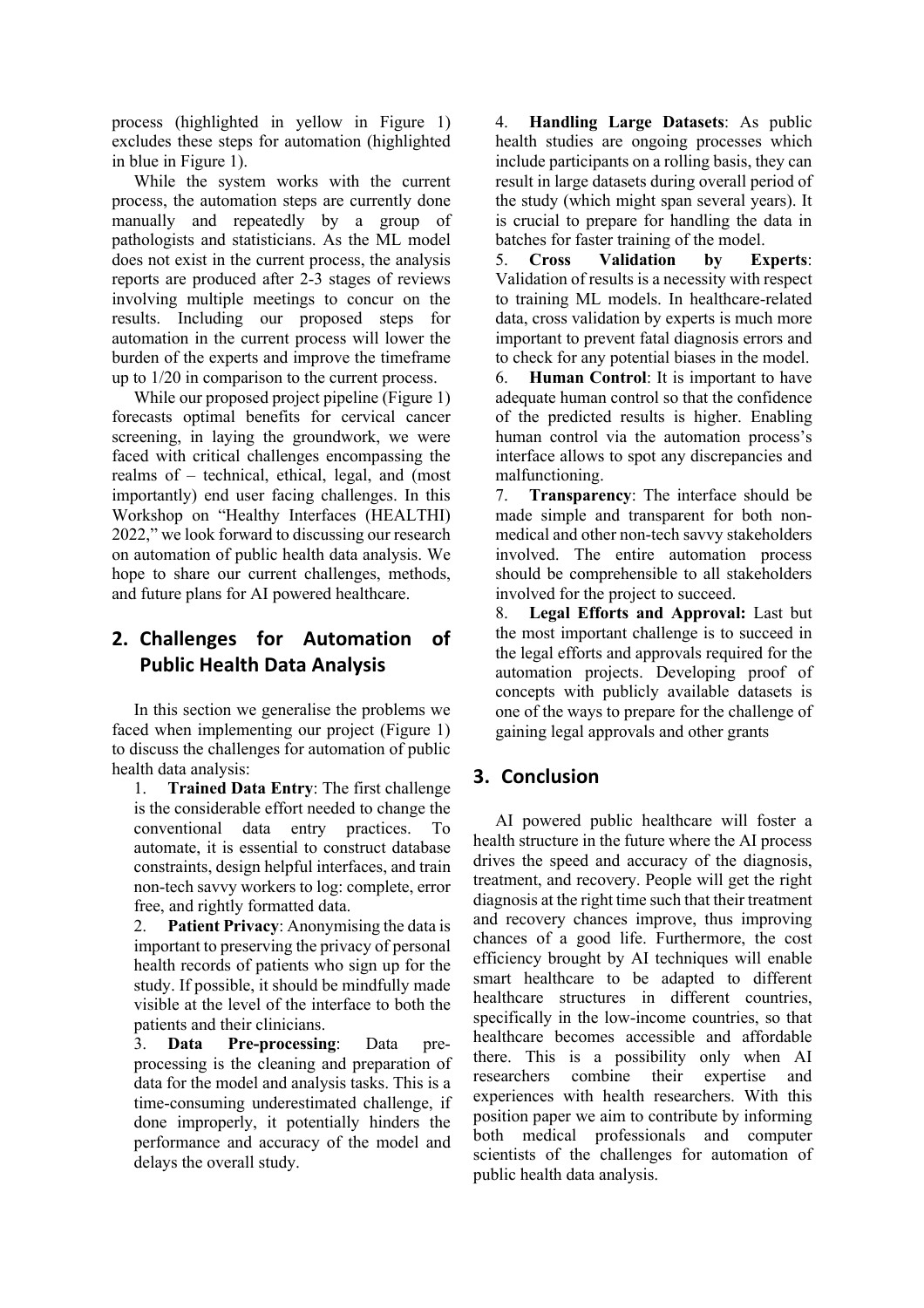process (highlighted in yellow in Figure 1) excludes these steps for automation (highlighted in blue in Figure 1).

While the system works with the current process, the automation steps are currently done manually and repeatedly by a group of pathologists and statisticians. As the ML model does not exist in the current process, the analysis reports are produced after 2-3 stages of reviews involving multiple meetings to concur on the results. Including our proposed steps for automation in the current process will lower the burden of the experts and improve the timeframe up to 1/20 in comparison to the current process.

While our proposed project pipeline (Figure 1) forecasts optimal benefits for cervical cancer screening, in laying the groundwork, we were faced with critical challenges encompassing the realms of – technical, ethical, legal, and (most importantly) end user facing challenges. In this Workshop on "Healthy Interfaces (HEALTHI) 2022," we look forward to discussing our research on automation of public health data analysis. We hope to share our current challenges, methods, and future plans for AI powered healthcare.

## 2. Challenges for Automation of Public Health Data Analysis

In this section we generalise the problems we faced when implementing our project (Figure 1) to discuss the challenges for automation of public health data analysis:

1. **Trained Data Entry**: The first challenge is the considerable effort needed to change the conventional data entry practices. To automate, it is essential to construct database constraints, design helpful interfaces, and train non-tech savvy workers to log: complete, error free, and rightly formatted data.
2. **Patient Privacy**: Anonymising the data is important to preserving the privacy of personal health records of patients who sign up for the study. If possible, it should be mindfully made visible at the level of the interface to both the patients and their clinicians.
3. **Data Pre-processing**: Data pre-processing is the cleaning and preparation of data for the model and analysis tasks. This is a time-consuming underestimated challenge, if done improperly, it potentially hinders the performance and accuracy of the model and delays the overall study.
4. **Handling Large Datasets**: As public health studies are ongoing processes which include participants on a rolling basis, they can result in large datasets during overall period of the study (which might span several years). It is crucial to prepare for handling the data in batches for faster training of the model.
5. **Cross Validation by Experts**: Validation of results is a necessity with respect to training ML models. In healthcare-related data, cross validation by experts is much more important to prevent fatal diagnosis errors and to check for any potential biases in the model.
6. **Human Control**: It is important to have adequate human control so that the confidence of the predicted results is higher. Enabling human control via the automation process's interface allows to spot any discrepancies and malfunctioning.
7. **Transparency**: The interface should be made simple and transparent for both non-medical and other non-tech savvy stakeholders involved. The entire automation process should be comprehensible to all stakeholders involved for the project to succeed.
8. **Legal Efforts and Approval:** Last but the most important challenge is to succeed in the legal efforts and approvals required for the automation projects. Developing proof of concepts with publicly available datasets is one of the ways to prepare for the challenge of gaining legal approvals and other grants

## 3. Conclusion

AI powered public healthcare will foster a health structure in the future where the AI process drives the speed and accuracy of the diagnosis, treatment, and recovery. People will get the right diagnosis at the right time such that their treatment and recovery chances improve, thus improving chances of a good life. Furthermore, the cost efficiency brought by AI techniques will enable smart healthcare to be adapted to different healthcare structures in different countries, specifically in the low-income countries, so that healthcare becomes accessible and affordable there. This is a possibility only when AI researchers combine their expertise and experiences with health researchers. With this position paper we aim to contribute by informing both medical professionals and computer scientists of the challenges for automation of public health data analysis.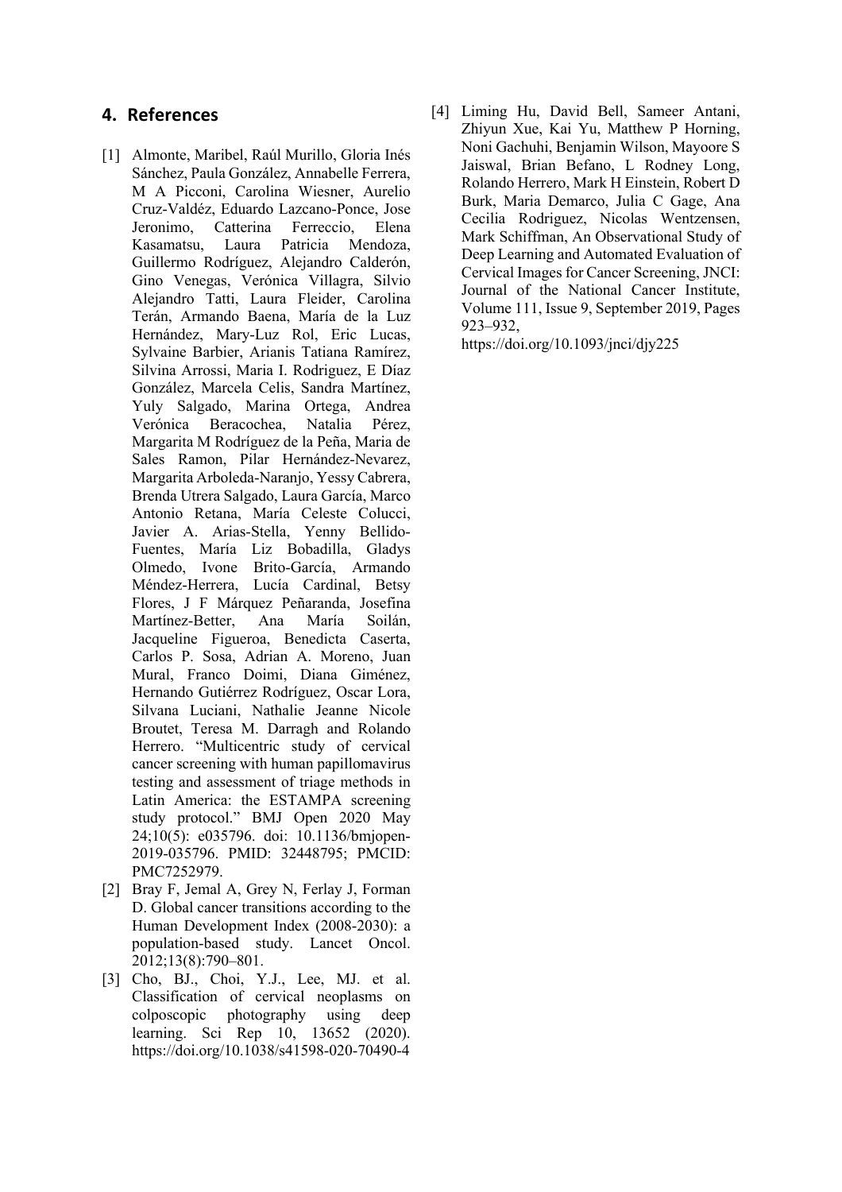## 4. References

[1] Almonte, Maribel, Raúl Murillo, Gloria Inés Sánchez, Paula González, Annabelle Ferrera, M A Picconi, Carolina Wiesner, Aurelio Cruz-Valdéz, Eduardo Lazcano-Ponce, Jose Jeronimo, Catterina Ferreccio, Elena Kasamatsu, Laura Patricia Mendoza, Guillermo Rodríguez, Alejandro Calderón, Gino Venegas, Verónica Villagra, Silvio Alejandro Tatti, Laura Fleider, Carolina Terán, Armando Baena, María de la Luz Hernández, Mary-Luz Rol, Eric Lucas, Sylvaine Barbier, Arianis Tatiana Ramírez, Silvina Arrossi, Maria I. Rodriguez, E Díaz González, Marcela Celis, Sandra Martínez, Yuly Salgado, Marina Ortega, Andrea Verónica Beracochea, Natalia Pérez, Margarita M Rodríguez de la Peña, Maria de Sales Ramon, Pilar Hernández-Nevarez, Margarita Arboleda-Naranjo, Yessy Cabrera, Brenda Utrera Salgado, Laura García, Marco Antonio Retana, María Celeste Colucci, Javier A. Arias-Stella, Yenny Bellido-Fuentes, María Liz Bobadilla, Gladys Olmedo, Ivone Brito-García, Armando Méndez-Herrera, Lucía Cardinal, Betsy Flores, J F Márquez Peñaranda, Josefina Martínez-Better, Ana María Soilán, Jacqueline Figueroa, Benedicta Caserta, Carlos P. Sosa, Adrian A. Moreno, Juan Mural, Franco Doimi, Diana Giménez, Hernando Gutiérrez Rodríguez, Oscar Lora, Silvana Luciani, Nathalie Jeanne Nicole Broutet, Teresa M. Darragh and Rolando Herrero. "Multicentric study of cervical cancer screening with human papillomavirus testing and assessment of triage methods in Latin America: the ESTAMPA screening study protocol." BMJ Open 2020 May 24;10(5): e035796. doi: 10.1136/bmjopen-2019-035796. PMID: 32448795; PMCID: PMC7252979.

[2] Bray F, Jemal A, Grey N, Ferlay J, Forman D. Global cancer transitions according to the Human Development Index (2008-2030): a population-based study. Lancet Oncol. 2012;13(8):790–801.

[3] Cho, BJ., Choi, Y.J., Lee, MJ. et al. Classification of cervical neoplasms on colposcopic photography using deep learning. Sci Rep 10, 13652 (2020). https://doi.org/10.1038/s41598-020-70490-4

[4] Liming Hu, David Bell, Sameer Antani, Zhiyun Xue, Kai Yu, Matthew P Horning, Noni Gachuhi, Benjamin Wilson, Mayoore S Jaiswal, Brian Befano, L Rodney Long, Rolando Herrero, Mark H Einstein, Robert D Burk, Maria Demarco, Julia C Gage, Ana Cecilia Rodriguez, Nicolas Wentzensen, Mark Schiffman, An Observational Study of Deep Learning and Automated Evaluation of Cervical Images for Cancer Screening, JNCI: Journal of the National Cancer Institute, Volume 111, Issue 9, September 2019, Pages 923–932, https://doi.org/10.1093/jnci/djy225